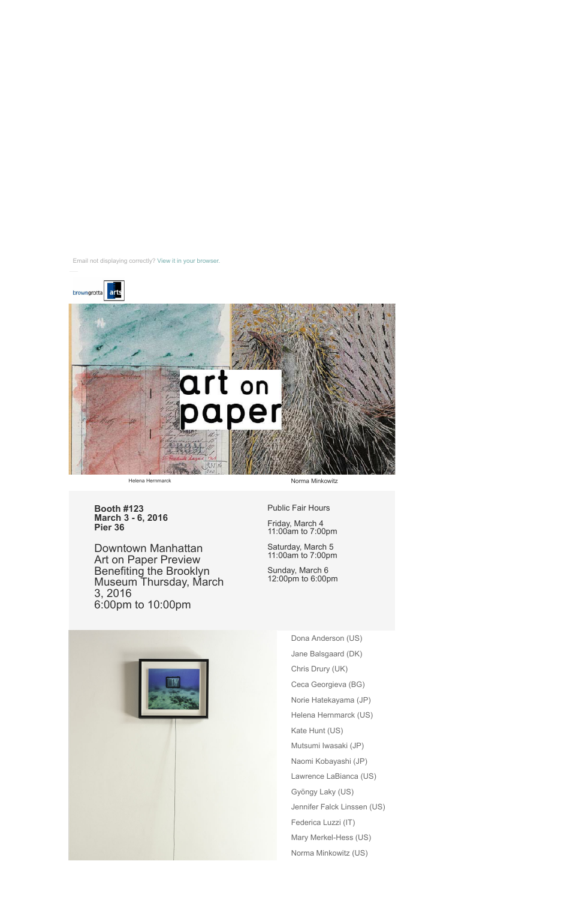Email not displaying correctly? View it in your browser.

browngrotta arts

art on paper

Helena Hernmarck

Norma Minkowitz

**Booth #123**
**March 3 - 6, 2016**
**Pier 36**

Downtown Manhattan
Art on Paper Preview
Benefiting the Brooklyn Museum Thursday, March 3, 2016
6:00pm to 10:00pm

Public Fair Hours

Friday, March 4
11:00am to 7:00pm

Saturday, March 5
11:00am to 7:00pm

Sunday, March 6
12:00pm to 6:00pm

Dona Anderson (US)

Jane Balsgaard (DK)

Chris Drury (UK)

Ceca Georgieva (BG)

Norie Hatekayama (JP)

Helena Hernmarck (US)

Kate Hunt (US)

Mutsumi Iwasaki (JP)

Naomi Kobayashi (JP)

Lawrence LaBianca (US)

Gyöngy Laky (US)

Jennifer Falck Linssen (US)

Federica Luzzi (IT)

Mary Merkel-Hess (US)

Norma Minkowitz (US)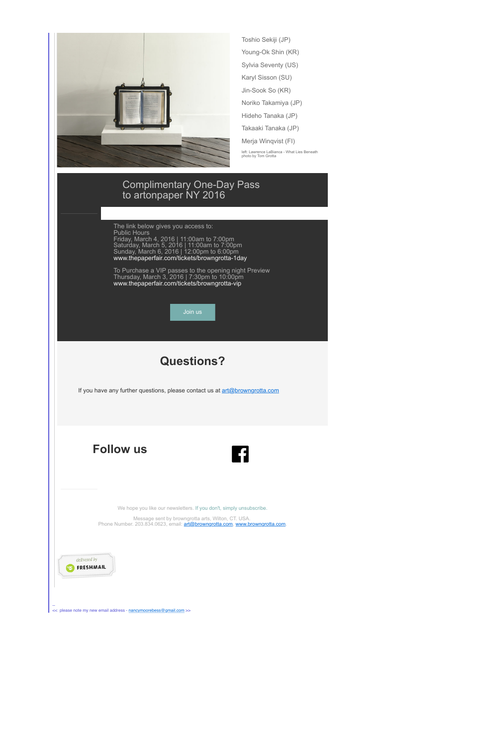Toshio Sekiji (JP)

Young-Ok Shin (KR)

Sylvia Seventy (US)

Karyl Sisson (SU)

Jin-Sook So (KR)

Noriko Takamiya (JP)

Hideho Tanaka (JP)

Takaaki Tanaka (JP)

Merja Winqvist (FI)

left: Lawrence LaBianca - What Lies Beneath
photo by Tom Grotta

## Complimentary One-Day Pass to artonpaper NY 2016

The link below gives you access to:
Public Hours
Friday, March 4, 2016 | 11:00am to 7:00pm
Saturday, March 5, 2016 | 11:00am to 7:00pm
Sunday, March 6, 2016 | 12:00pm to 6:00pm
www.thepaperfair.com/tickets/browngrotta-1day

To Purchase a VIP passes to the opening night Preview
Thursday, March 3, 2016 | 7:30pm to 10:00pm
www.thepaperfair.com/tickets/browngrotta-vip

Join us

## Questions?

If you have any further questions, please contact us at art@browngrotta.com

## Follow us

We hope you like our newsletters. If you don't, simply unsubscribe.

Message sent by browngrotta arts, Wilton, CT. USA.
Phone Number. 203.834.0623, email: art@browngrotta.com. www.browngrotta.com.

delivered by FRESHMAIL

--
<< please note my new email address - nancymoorebess@gmail.com >>